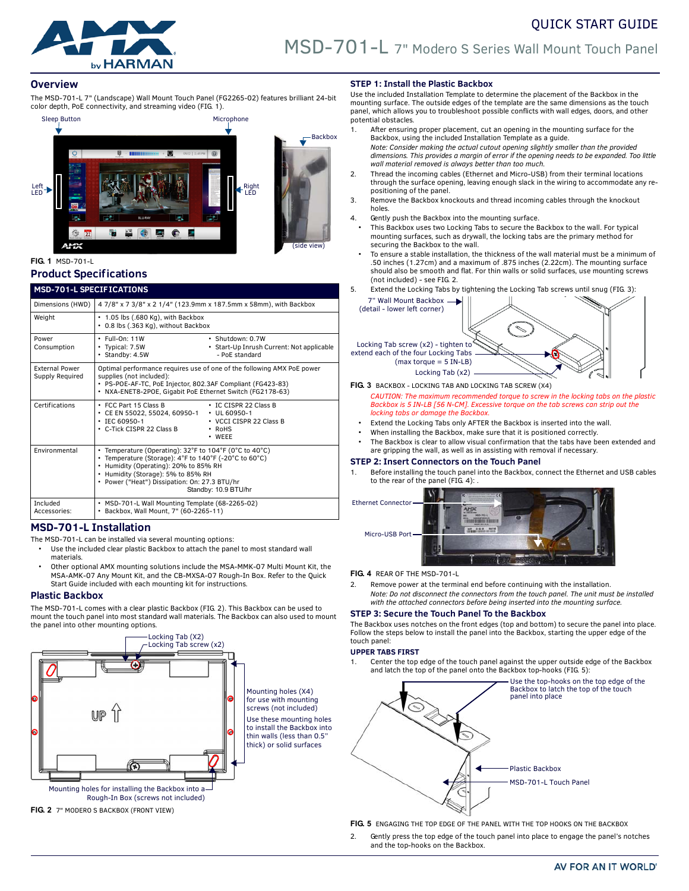# QUICK START GUIDE

# MSD-701-L 7" Modero S Series Wall Mount Touch Panel

## Overview

The MSD-701-L 7" (Landscape) Wall Mount Touch Panel (FG2265-02) features brilliant 24-bit color depth, PoE connectivity, and streaming video (FIG. 1).

**FIG. 1** MSD-701-L

## Product Specifications

| MSD-701-L SPECIFICATIONS | |
|---|---|
| Dimensions (HWD) | 4 7/8" x 7 3/8" x 2 1/4" (123.9mm x 187.5mm x 58mm), with Backbox |
| Weight | • 1.05 lbs (.680 Kg), with Backbox<br>• 0.8 lbs (.363 Kg), without Backbox |
| Power Consumption | • Full-On: 11W<br>• Typical: 7.5W<br>• Standby: 4.5W<br>• Shutdown: 0.7W<br>• Start-Up Inrush Current: Not applicable - PoE standard |
| External Power Supply Required | Optimal performance requires use of one of the following AMX PoE power supplies (not included):<br>• PS-POE-AF-TC, PoE Injector, 802.3AF Compliant (FG423-83)<br>• NXA-ENET8-2POE, Gigabit PoE Ethernet Switch (FG2178-63) |
| Certifications | • FCC Part 15 Class B<br>• CE EN 55022, 55024, 60950-1<br>• IEC 60950-1<br>• C-Tick CISPR 22 Class B<br>• IC CISPR 22 Class B<br>• UL 60950-1<br>• VCCI CISPR 22 Class B<br>• RoHS<br>• WEEE |
| Environmental | • Temperature (Operating): 32°F to 104°F (0°C to 40°C)<br>• Temperature (Storage): 4°F to 140°F (-20°C to 60°C)<br>• Humidity (Operating): 20% to 85% RH<br>• Humidity (Storage): 5% to 85% RH<br>• Power ("Heat") Dissipation: On: 27.3 BTU/hr<br>Standby: 10.9 BTU/hr |
| Included Accessories: | • MSD-701-L Wall Mounting Template (68-2265-02)<br>• Backbox, Wall Mount, 7" (60-2265-11) |

## MSD-701-L Installation

The MSD-701-L can be installed via several mounting options:

- Use the included clear plastic Backbox to attach the panel to most standard wall materials.
- Other optional AMX mounting solutions include the MSA-MMK-07 Multi Mount Kit, the MSA-AMK-07 Any Mount Kit, and the CB-MXSA-07 Rough-In Box. Refer to the Quick Start Guide included with each mounting kit for instructions.

## Plastic Backbox

The MSD-701-L comes with a clear plastic Backbox (FIG. 2). This Backbox can be used to mount the touch panel into most standard wall materials. The Backbox can also used to mount the panel into other mounting options.

**FIG. 2** 7" MODERO S BACKBOX (FRONT VIEW)

## STEP 1: Install the Plastic Backbox

Use the included Installation Template to determine the placement of the Backbox in the mounting surface. The outside edges of the template are the same dimensions as the touch panel, which allows you to troubleshoot possible conflicts with wall edges, doors, and other potential obstacles.

1. After ensuring proper placement, cut an opening in the mounting surface for the Backbox, using the included Installation Template as a guide.
   *Note: Consider making the actual cutout opening slightly smaller than the provided dimensions. This provides a margin of error if the opening needs to be expanded. Too little wall material removed is always better than too much.*
2. Thread the incoming cables (Ethernet and Micro-USB) from their terminal locations through the surface opening, leaving enough slack in the wiring to accommodate any re-positioning of the panel.
3. Remove the Backbox knockouts and thread incoming cables through the knockout holes.
4. Gently push the Backbox into the mounting surface.
   - This Backbox uses two Locking Tabs to secure the Backbox to the wall. For typical mounting surfaces, such as drywall, the locking tabs are the primary method for securing the Backbox to the wall.
   - To ensure a stable installation, the thickness of the wall material must be a minimum of .50 inches (1.27cm) and a maximum of .875 inches (2.22cm). The mounting surface should also be smooth and flat. For thin walls or solid surfaces, use mounting screws (not included) - see FIG. 2.
5. Extend the Locking Tabs by tightening the Locking Tab screws until snug (FIG. 3):

**FIG. 3** BACKBOX - LOCKING TAB AND LOCKING TAB SCREW (X4)

*CAUTION: The maximum recommended torque to screw in the locking tabs on the plastic Backbox is 5 IN-LB [56 N-CM]. Excessive torque on the tab screws can strip out the locking tabs or damage the Backbox.*

- Extend the Locking Tabs only AFTER the Backbox is inserted into the wall.
- When installing the Backbox, make sure that it is positioned correctly.
- The Backbox is clear to allow visual confirmation that the tabs have been extended and are gripping the wall, as well as in assisting with removal if necessary.

## STEP 2: Insert Connectors on the Touch Panel

1. Before installing the touch panel into the Backbox, connect the Ethernet and USB cables to the rear of the panel (FIG. 4): .

**FIG. 4** REAR OF THE MSD-701-L

2. Remove power at the terminal end before continuing with the installation.
   *Note: Do not disconnect the connectors from the touch panel. The unit must be installed with the attached connectors before being inserted into the mounting surface.*

## STEP 3: Secure the Touch Panel To the Backbox

The Backbox uses notches on the front edges (top and bottom) to secure the panel into place. Follow the steps below to install the panel into the Backbox, starting the upper edge of the touch panel:

**UPPER TABS FIRST**

1. Center the top edge of the touch panel against the upper outside edge of the Backbox and latch the top of the panel onto the Backbox top-hooks (FIG. 5):

**FIG. 5** ENGAGING THE TOP EDGE OF THE PANEL WITH THE TOP HOOKS ON THE BACKBOX

2. Gently press the top edge of the touch panel into place to engage the panel's notches and the top-hooks on the Backbox.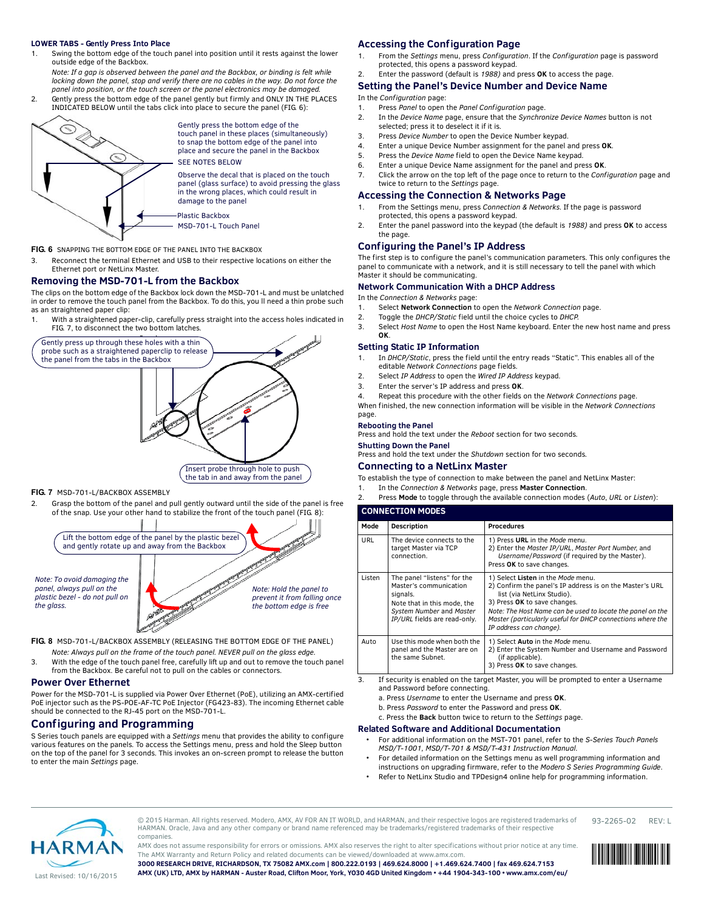**LOWER TABS - Gently Press Into Place**

1. Swing the bottom edge of the touch panel into position until it rests against the lower outside edge of the Backbox.

   *Note: If a gap is observed between the panel and the Backbox, or binding is felt while locking down the panel, stop and verify there are no cables in the way. Do not force the panel into position, or the touch screen or the panel electronics may be damaged.*

2. Gently press the bottom edge of the panel gently but firmly and ONLY IN THE PLACES INDICATED BELOW until the tabs click into place to secure the panel (FIG. 6):

Gently press the bottom edge of the touch panel in these places (simultaneously) to snap the bottom edge of the panel into place and secure the panel in the Backbox

SEE NOTES BELOW

Observe the decal that is placed on the touch panel (glass surface) to avoid pressing the glass in the wrong places, which could result in damage to the panel

Plastic Backbox

MSD-701-L Touch Panel

**FIG. 6** SNAPPING THE BOTTOM EDGE OF THE PANEL INTO THE BACKBOX

3. Reconnect the terminal Ethernet and USB to their respective locations on either the Ethernet port or NetLinx Master.

## Removing the MSD-701-L from the Backbox

The clips on the bottom edge of the Backbox lock down the MSD-701-L and must be unlatched in order to remove the touch panel from the Backbox. To do this, you ll need a thin probe such as an straightened paper clip.

1. With a straightened paper-clip, carefully press straight into the access holes indicated in FIG. 7, to disconnect the two bottom latches.

Gently press up through these holes with a thin probe such as a straightened paperclip to release the panel from the tabs in the Backbox

Insert probe through hole to push the tab in and away from the panel

**FIG. 7** MSD-701-L/BACKBOX ASSEMBLY

2. Grasp the bottom of the panel and pull gently outward until the side of the panel is free of the snap. Use your other hand to stabilize the front of the touch panel (FIG. 8):

Lift the bottom edge of the panel by the plastic bezel and gently rotate up and away from the Backbox

*Note: To avoid damaging the panel, always pull on the plastic bezel - do not pull on the glass.*

*Note: Hold the panel to prevent it from falling once the bottom edge is free*

**FIG. 8** MSD-701-L/BACKBOX ASSEMBLY (RELEASING THE BOTTOM EDGE OF THE PANEL)

*Note: Always pull on the frame of the touch panel. NEVER pull on the glass edge.*

3. With the edge of the touch panel free, carefully lift up and out to remove the touch panel from the Backbox. Be careful not to pull on the cables or connectors.

## Power Over Ethernet

Power for the MSD-701-L is supplied via Power Over Ethernet (PoE), utilizing an AMX-certified PoE injector such as the PS-POE-AF-TC PoE Injector (FG423-83). The incoming Ethernet cable should be connected to the RJ-45 port on the MSD-701-L.

# Configuring and Programming

S Series touch panels are equipped with a *Settings* menu that provides the ability to configure various features on the panels. To access the Settings menu, press and hold the Sleep button on the top of the panel for 3 seconds. This invokes an on-screen prompt to release the button to enter the main *Settings* page.

## Accessing the Configuration Page

1. From the *Settings* menu, press *Configuration*. If the *Configuration* page is password protected, this opens a password keypad.
2. Enter the password (default is *1988)* and press **OK** to access the page.

## Setting the Panel's Device Number and Device Name

In the *Configuration* page:

1. Press *Panel* to open the *Panel Configuration* page.
2. In the *Device Name* page, ensure that the *Synchronize Device Names* button is not selected; press it to deselect it if it is.
3. Press *Device Number* to open the Device Number keypad.
4. Enter a unique Device Number assignment for the panel and press **OK**.
5. Press the *Device Name* field to open the Device Name keypad.
6. Enter a unique Device Name assignment for the panel and press **OK**.
7. Click the arrow on the top left of the page once to return to the *Configuration* page and twice to return to the *Settings* page.

## Accessing the Connection & Networks Page

1. From the Settings menu, press *Connection & Networks*. If the page is password protected, this opens a password keypad.
2. Enter the panel password into the keypad (the default is *1988)* and press **OK** to access the page.

## Configuring the Panel's IP Address

The first step is to configure the panel's communication parameters. This only configures the panel to communicate with a network, and it is still necessary to tell the panel with which Master it should be communicating.

### Network Communication With a DHCP Address

In the *Connection & Networks* page:

1. Select **Network Connection** to open the *Network Connection* page.
2. Toggle the *DHCP/Static* field until the choice cycles to *DHCP*.
3. Select *Host Name* to open the Host Name keyboard. Enter the new host name and press **OK**.

### Setting Static IP Information

1. In *DHCP/Static*, press the field until the entry reads "Static". This enables all of the editable *Network Connections* page fields.
2. Select *IP Address* to open the *Wired IP Address* keypad.
3. Enter the server's IP address and press **OK**.
4. Repeat this procedure with the other fields on the *Network Connections* page.

When finished, the new connection information will be visible in the *Network Connections* page.

#### Rebooting the Panel

Press and hold the text under the *Reboot* section for two seconds.

#### Shutting Down the Panel

Press and hold the text under the *Shutdown* section for two seconds.

## Connecting to a NetLinx Master

To establish the type of connection to make between the panel and NetLinx Master:

1. In the *Connection & Networks* page, press **Master Connection**.
2. Press **Mode** to toggle through the available connection modes (*Auto*, *URL* or *Listen*):

**CONNECTION MODES**

| Mode | Description | Procedures |
|---|---|---|
| URL | The device connects to the target Master via TCP connection. | 1) Press **URL** in the *Mode* menu.<br>2) Enter the *Master IP/URL*, *Master Port Number*, and *Username/Password* (if required by the Master).<br>Press **OK** to save changes. |
| Listen | The panel "listens" for the Master's communication signals.<br>Note that in this mode, the *System Number* and *Master IP/URL* fields are read-only. | 1) Select **Listen** in the *Mode* menu.<br>2) Confirm the panel's IP address is on the Master's URL list (via NetLinx Studio).<br>3) Press **OK** to save changes.<br>*Note: The Host Name can be used to locate the panel on the Master (particularly useful for DHCP connections where the IP address can change).* |
| Auto | Use this mode when both the panel and the Master are on the same Subnet. | 1) Select **Auto** in the *Mode* menu.<br>2) Enter the System Number and Username and Password (if applicable).<br>3) Press **OK** to save changes. |

3. If security is enabled on the target Master, you will be prompted to enter a Username and Password before connecting.
   a. Press *Username* to enter the Username and press **OK**.
   b. Press *Password* to enter the Password and press **OK**.
   c. Press the **Back** button twice to return to the *Settings* page.

### Related Software and Additional Documentation

- For additional information on the MST-701 panel, refer to the *S-Series Touch Panels MSD/T-1001, MSD/T-701 & MSD/T-431 Instruction Manual.*
- For detailed information on the Settings menu as well programming information and instructions on upgrading firmware, refer to the *Modero S Series Programming Guide*.
- Refer to NetLinx Studio and TPDesign4 online help for programming information.

© 2015 Harman. All rights reserved. Modero, AMX, AV FOR AN IT WORLD, and HARMAN, and their respective logos are registered trademarks of HARMAN. Oracle, Java and any other company or brand name referenced may be trademarks/registered trademarks of their respective companies.

AMX does not assume responsibility for errors or omissions. AMX also reserves the right to alter specifications without prior notice at any time. The AMX Warranty and Return Policy and related documents can be viewed/downloaded at www.amx.com.

**3000 RESEARCH DRIVE, RICHARDSON, TX 75082 AMX.com | 800.222.0193 | 469.624.8000 | +1.469.624.7400 | fax 469.624.7153**

**AMX (UK) LTD, AMX by HARMAN - Auster Road, Clifton Moor, York, YO30 4GD United Kingdom • +44 1904-343-100 • www.amx.com/eu/**

93-2265-02 REV: L

Last Revised: 10/16/2015